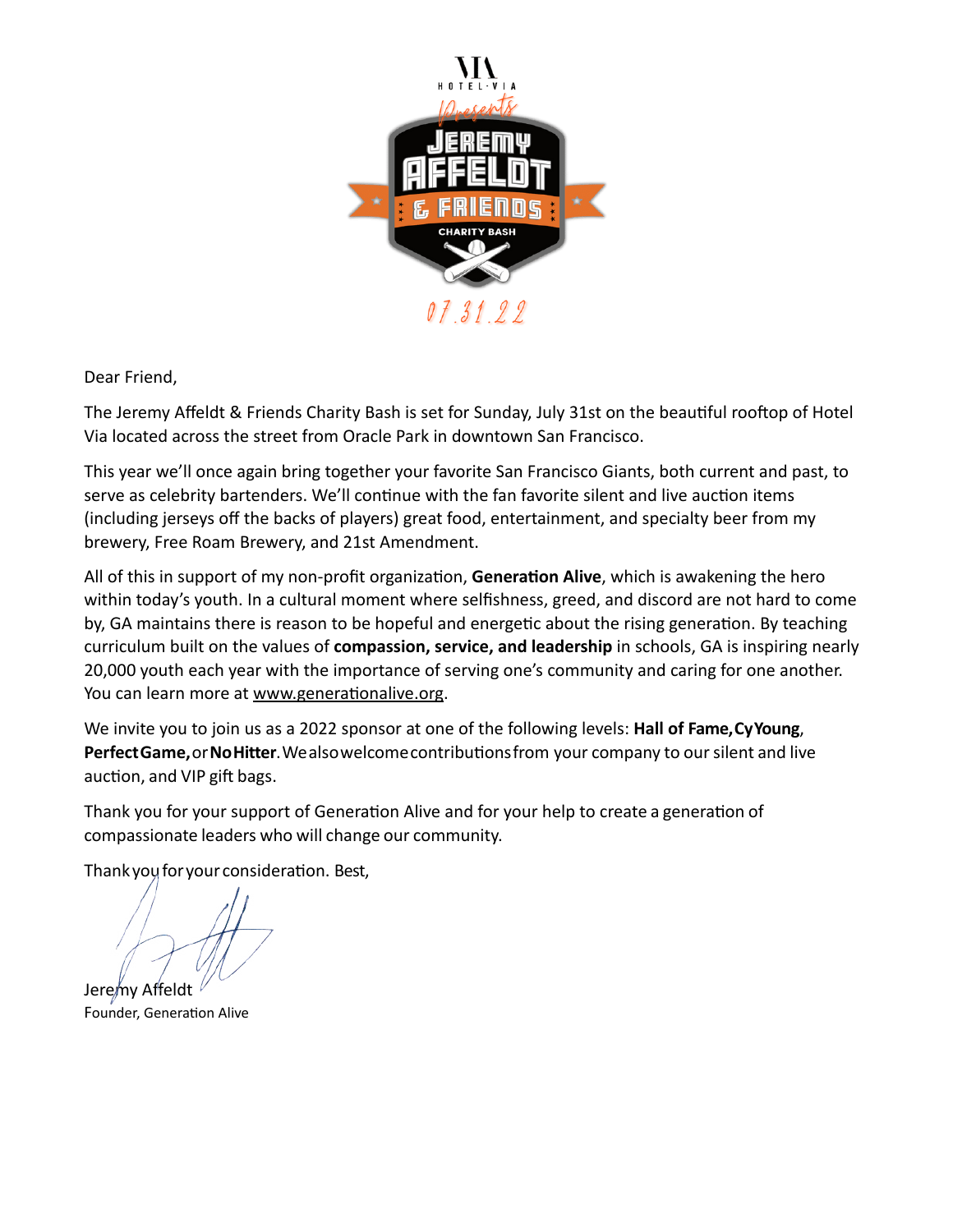HOTEL·VIA

Presents

# JEREMY AFFELDT & FRIENDS

CHARITY BASH

07.31.22

Dear Friend,

The Jeremy Affeldt & Friends Charity Bash is set for Sunday, July 31st on the beautiful rooftop of Hotel Via located across the street from Oracle Park in downtown San Francisco.

This year we'll once again bring together your favorite San Francisco Giants, both current and past, to serve as celebrity bartenders. We'll continue with the fan favorite silent and live auction items (including jerseys off the backs of players) great food, entertainment, and specialty beer from my brewery, Free Roam Brewery, and 21st Amendment.

All of this in support of my non-profit organization, **Generation Alive**, which is awakening the hero within today's youth. In a cultural moment where selfishness, greed, and discord are not hard to come by, GA maintains there is reason to be hopeful and energetic about the rising generation. By teaching curriculum built on the values of **compassion, service, and leadership** in schools, GA is inspiring nearly 20,000 youth each year with the importance of serving one's community and caring for one another. You can learn more at www.generationalive.org.

We invite you to join us as a 2022 sponsor at one of the following levels: **Hall of Fame, Cy Young**, **Perfect Game,** or **No Hitter**. We also welcome contributions from your company to our silent and live auction, and VIP gift bags.

Thank you for your support of Generation Alive and for your help to create a generation of compassionate leaders who will change our community.

Thank you for your consideration. Best,

Jeremy Affeldt
Founder, Generation Alive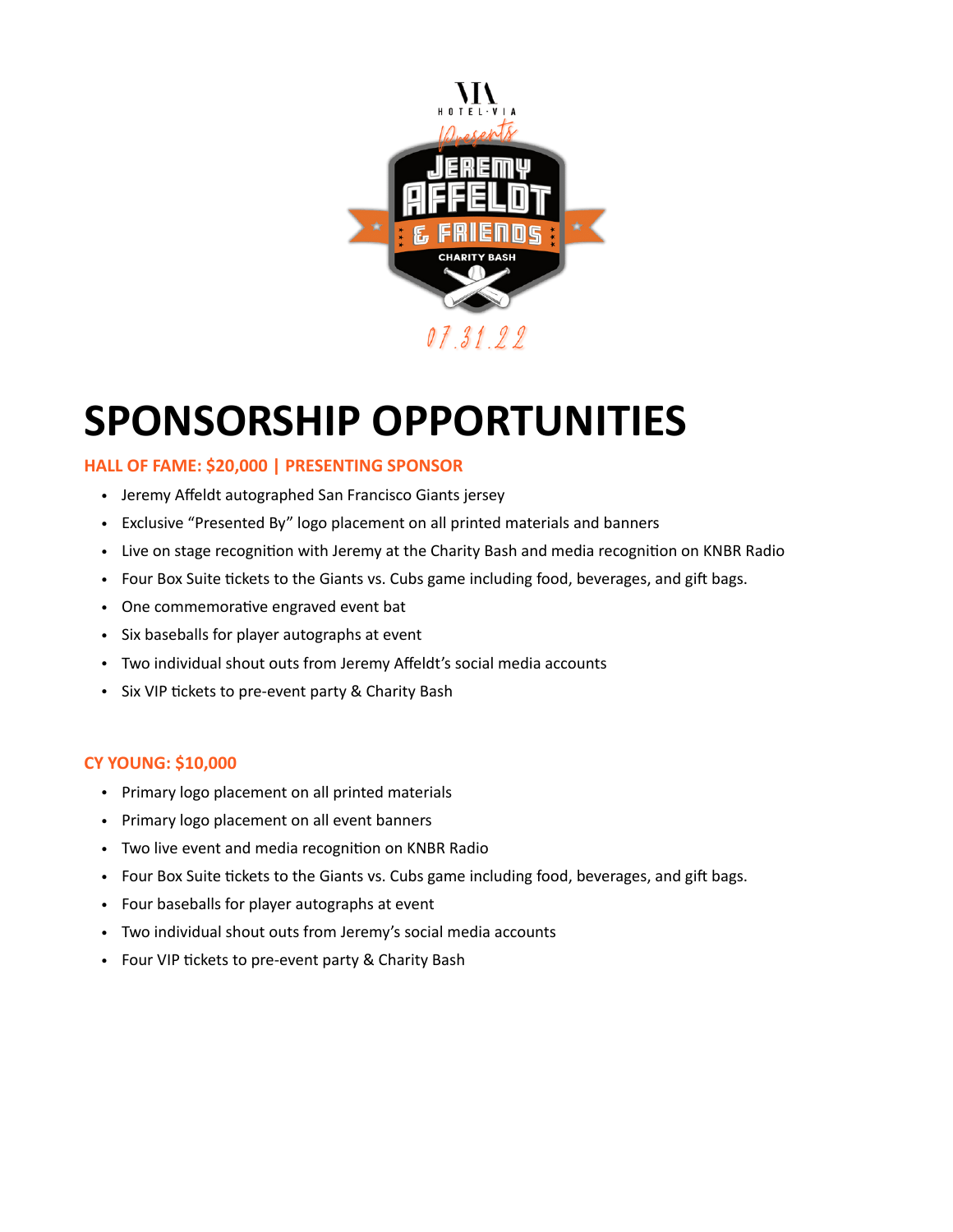HOTEL·VIA

Presents

JEREMY AFFELDT & FRIENDS

CHARITY BASH

07.31.22

# SPONSORSHIP OPPORTUNITIES

### HALL OF FAME: $20,000 | PRESENTING SPONSOR

- Jeremy Affeldt autographed San Francisco Giants jersey
- Exclusive “Presented By” logo placement on all printed materials and banners
- Live on stage recognition with Jeremy at the Charity Bash and media recognition on KNBR Radio
- Four Box Suite tickets to the Giants vs. Cubs game including food, beverages, and gift bags.
- One commemorative engraved event bat
- Six baseballs for player autographs at event
- Two individual shout outs from Jeremy Affeldt’s social media accounts
- Six VIP tickets to pre-event party & Charity Bash

### CY YOUNG: $10,000

- Primary logo placement on all printed materials
- Primary logo placement on all event banners
- Two live event and media recognition on KNBR Radio
- Four Box Suite tickets to the Giants vs. Cubs game including food, beverages, and gift bags.
- Four baseballs for player autographs at event
- Two individual shout outs from Jeremy’s social media accounts
- Four VIP tickets to pre-event party & Charity Bash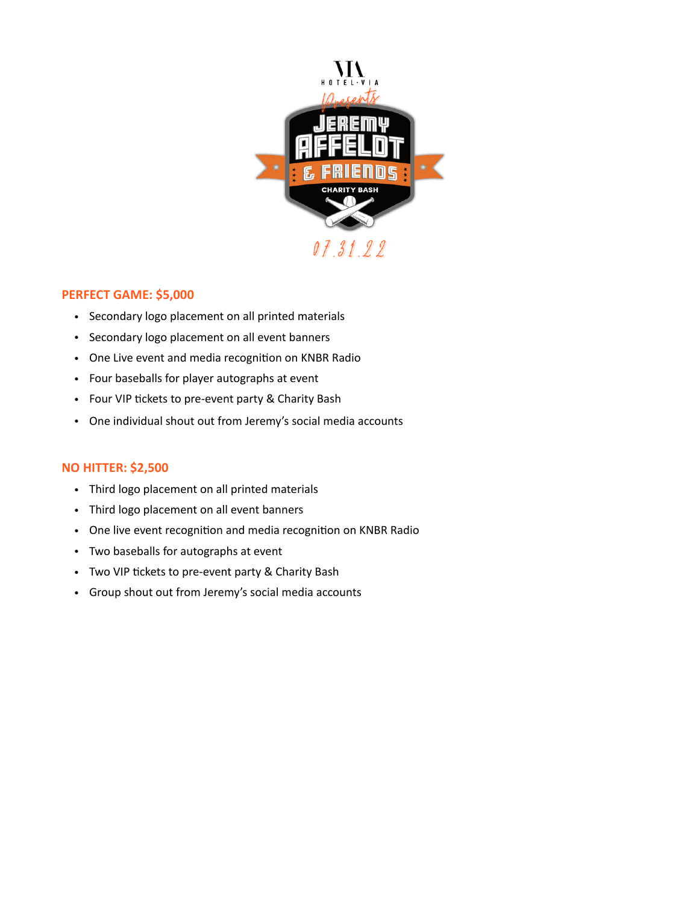## PERFECT GAME: $5,000

- Secondary logo placement on all printed materials
- Secondary logo placement on all event banners
- One Live event and media recognition on KNBR Radio
- Four baseballs for player autographs at event
- Four VIP tickets to pre-event party & Charity Bash
- One individual shout out from Jeremy's social media accounts

## NO HITTER: $2,500

- Third logo placement on all printed materials
- Third logo placement on all event banners
- One live event recognition and media recognition on KNBR Radio
- Two baseballs for autographs at event
- Two VIP tickets to pre-event party & Charity Bash
- Group shout out from Jeremy's social media accounts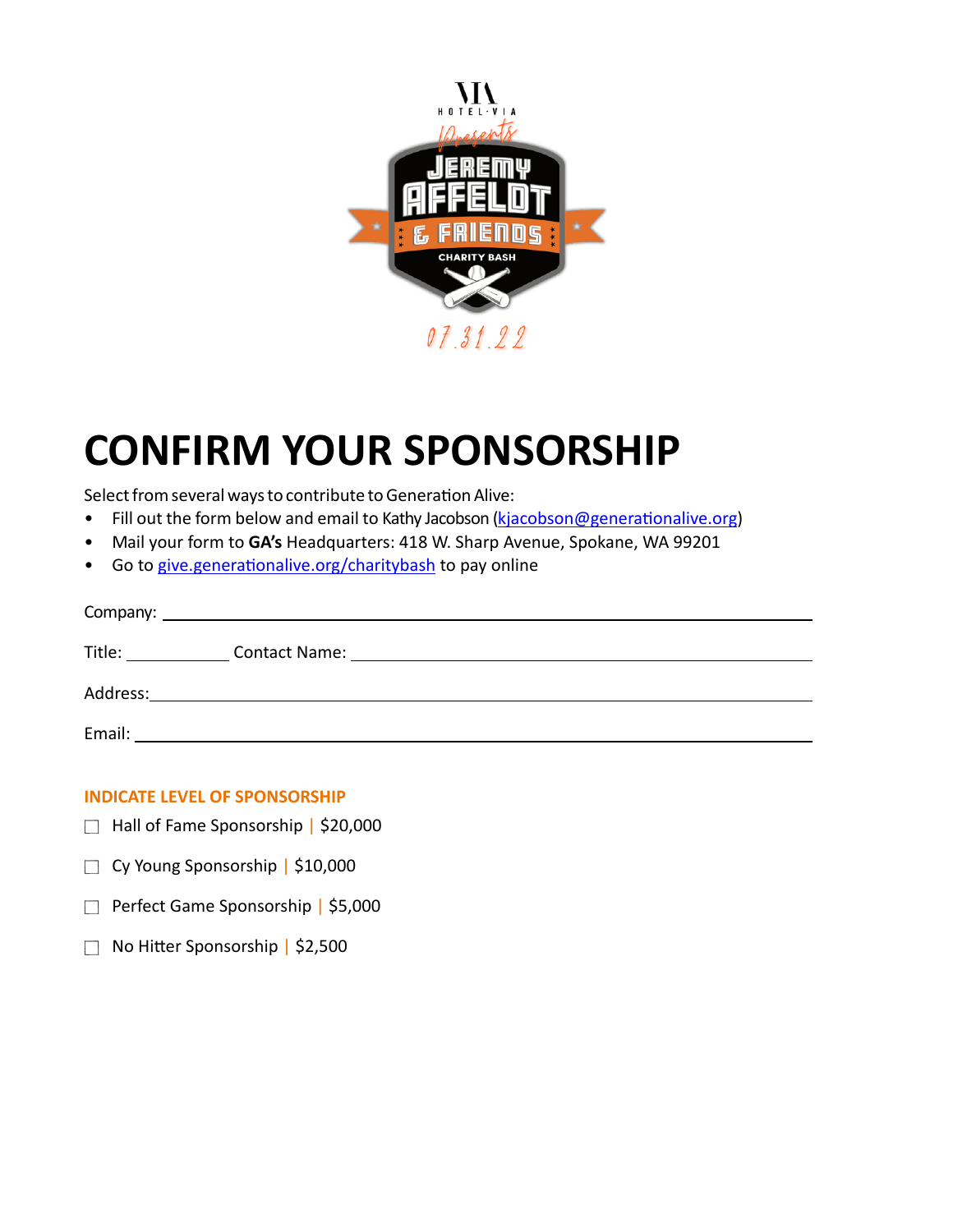# CONFIRM YOUR SPONSORSHIP

Select from several ways to contribute to Generation Alive:

- Fill out the form below and email to Kathy Jacobson (kjacobson@generationalive.org)
- Mail your form to **GA's** Headquarters: 418 W. Sharp Avenue, Spokane, WA 99201
- Go to give.generationalive.org/charitybash to pay online

Company: ______________________________________________

Title: __________ Contact Name: ______________________________

Address: ______________________________________________

Email: ______________________________________________

### INDICATE LEVEL OF SPONSORSHIP

- ☐ Hall of Fame Sponsorship | $20,000
- ☐ Cy Young Sponsorship | $10,000
- ☐ Perfect Game Sponsorship | $5,000
- ☐ No Hitter Sponsorship | $2,500